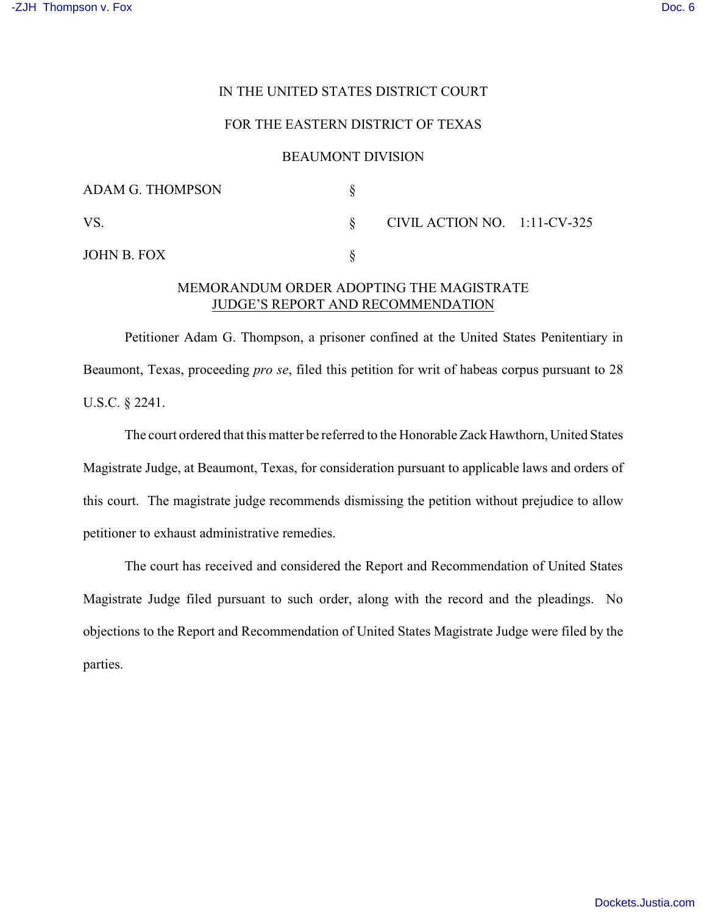IN THE UNITED STATES DISTRICT COURT

FOR THE EASTERN DISTRICT OF TEXAS

BEAUMONT DIVISION

| | | |
|---|---|---|
| ADAM G. THOMPSON | § | |
| VS. | § | CIVIL ACTION NO. 1:11-CV-325 |
| JOHN B. FOX | § | |

## MEMORANDUM ORDER ADOPTING THE MAGISTRATE JUDGE'S REPORT AND RECOMMENDATION

Petitioner Adam G. Thompson, a prisoner confined at the United States Penitentiary in Beaumont, Texas, proceeding *pro se*, filed this petition for writ of habeas corpus pursuant to 28 U.S.C. § 2241.

The court ordered that this matter be referred to the Honorable Zack Hawthorn, United States Magistrate Judge, at Beaumont, Texas, for consideration pursuant to applicable laws and orders of this court. The magistrate judge recommends dismissing the petition without prejudice to allow petitioner to exhaust administrative remedies.

The court has received and considered the Report and Recommendation of United States Magistrate Judge filed pursuant to such order, along with the record and the pleadings. No objections to the Report and Recommendation of United States Magistrate Judge were filed by the parties.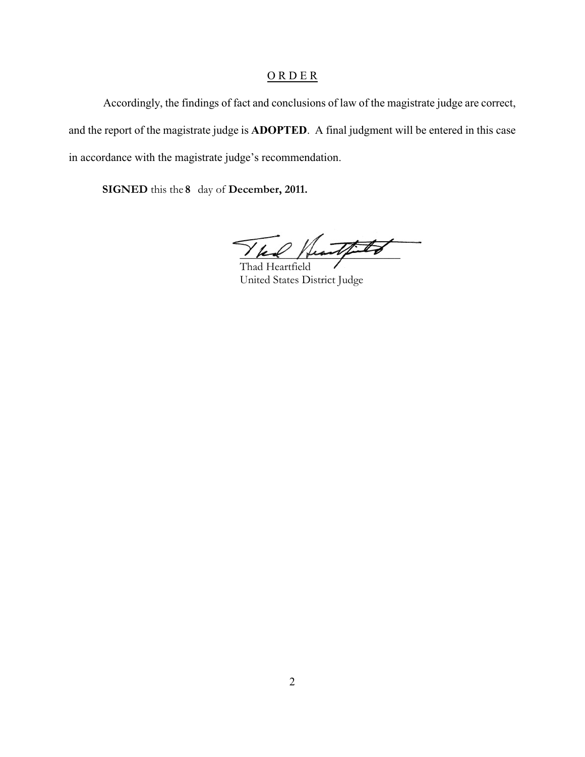# O R D E R

Accordingly, the findings of fact and conclusions of law of the magistrate judge are correct, and the report of the magistrate judge is **ADOPTED**. A final judgment will be entered in this case in accordance with the magistrate judge's recommendation.

**SIGNED** this the **8** day of **December, 2011.**

Thad Heartfield
United States District Judge